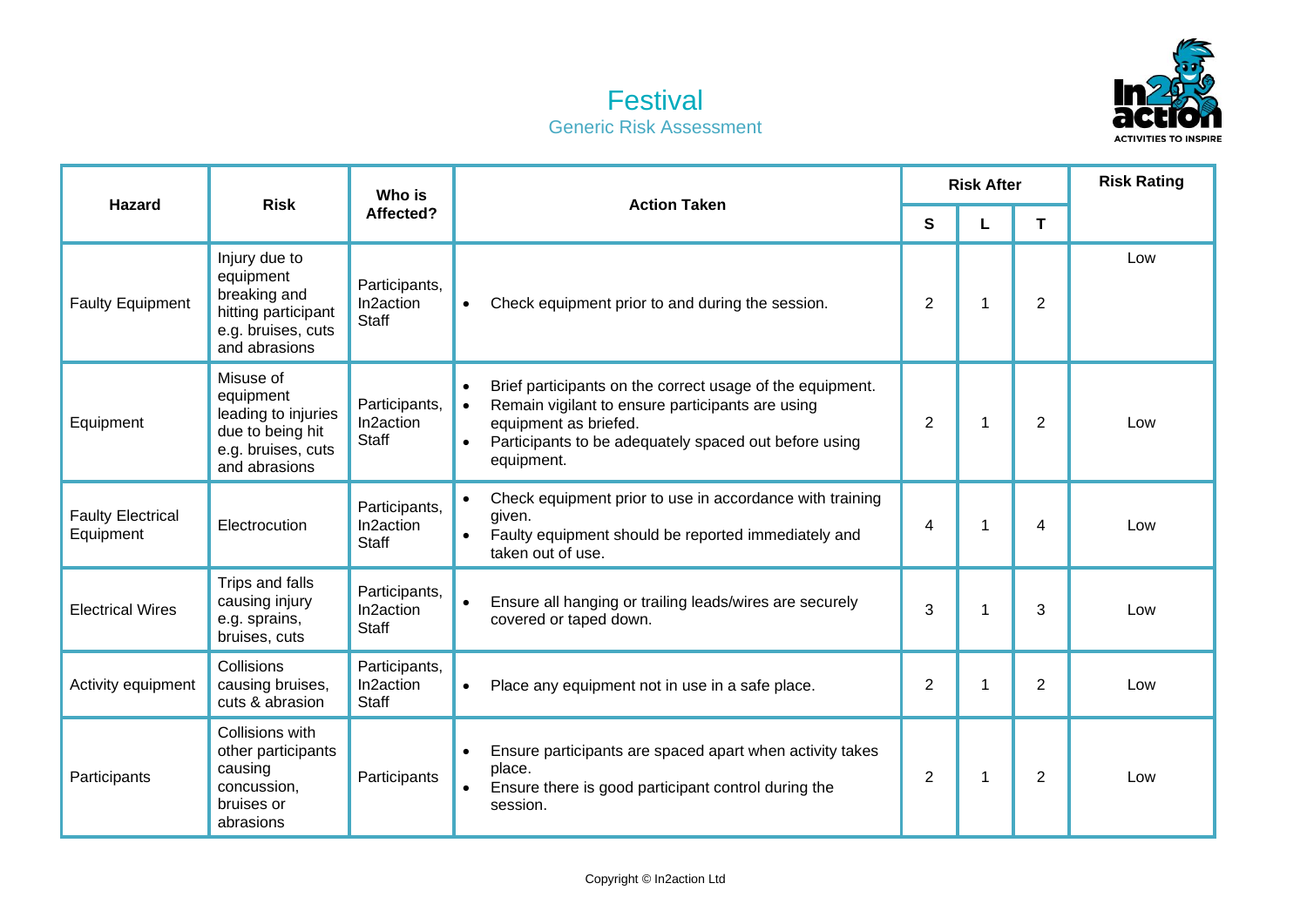# Festival

## Generic Risk Assessment

| Hazard | Risk | Who is Affected? | Action Taken | Risk After | | | Risk Rating |
|---|---|---|---|---|---|---|---|
| | | | | S | L | T | |
| Faulty Equipment | Injury due to equipment breaking and hitting participant e.g. bruises, cuts and abrasions | Participants, In2action Staff | • Check equipment prior to and during the session. | 2 | 1 | 2 | Low |
| Equipment | Misuse of equipment leading to injuries due to being hit e.g. bruises, cuts and abrasions | Participants, In2action Staff | • Brief participants on the correct usage of the equipment.<br>• Remain vigilant to ensure participants are using equipment as briefed.<br>• Participants to be adequately spaced out before using equipment. | 2 | 1 | 2 | Low |
| Faulty Electrical Equipment | Electrocution | Participants, In2action Staff | • Check equipment prior to use in accordance with training given.<br>• Faulty equipment should be reported immediately and taken out of use. | 4 | 1 | 4 | Low |
| Electrical Wires | Trips and falls causing injury e.g. sprains, bruises, cuts | Participants, In2action Staff | • Ensure all hanging or trailing leads/wires are securely covered or taped down. | 3 | 1 | 3 | Low |
| Activity equipment | Collisions causing bruises, cuts & abrasion | Participants, In2action Staff | • Place any equipment not in use in a safe place. | 2 | 1 | 2 | Low |
| Participants | Collisions with other participants causing concussion, bruises or abrasions | Participants | • Ensure participants are spaced apart when activity takes place.<br>• Ensure there is good participant control during the session. | 2 | 1 | 2 | Low |

Copyright © In2action Ltd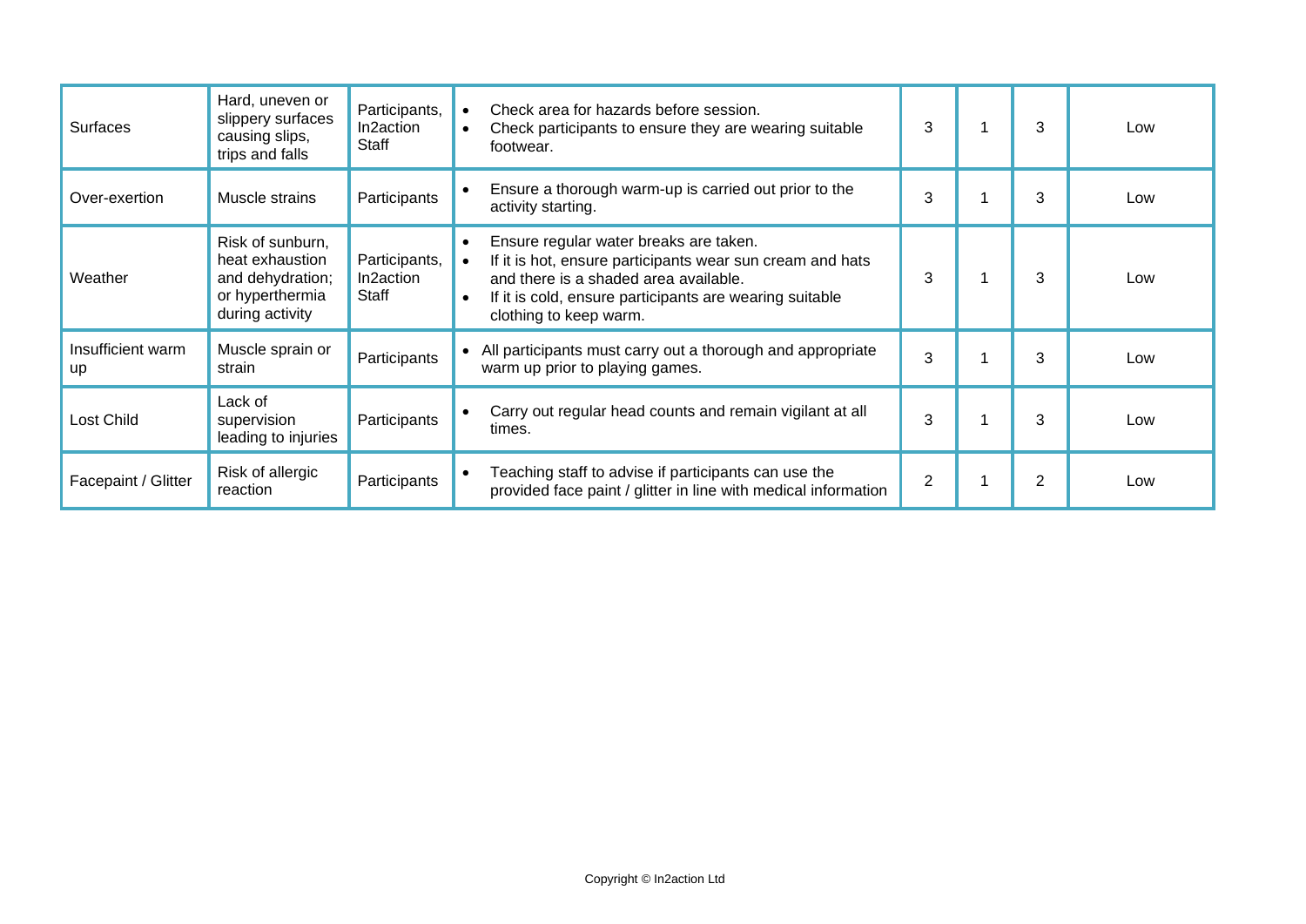| | | | | | | | |
|---|---|---|---|---|---|---|---|
| Surfaces | Hard, uneven or slippery surfaces causing slips, trips and falls | Participants, In2action Staff | • Check area for hazards before session.<br>• Check participants to ensure they are wearing suitable footwear. | 3 | 1 | 3 | Low |
| Over-exertion | Muscle strains | Participants | • Ensure a thorough warm-up is carried out prior to the activity starting. | 3 | 1 | 3 | Low |
| Weather | Risk of sunburn, heat exhaustion and dehydration; or hyperthermia during activity | Participants, In2action Staff | • Ensure regular water breaks are taken.<br>• If it is hot, ensure participants wear sun cream and hats and there is a shaded area available.<br>• If it is cold, ensure participants are wearing suitable clothing to keep warm. | 3 | 1 | 3 | Low |
| Insufficient warm up | Muscle sprain or strain | Participants | • All participants must carry out a thorough and appropriate warm up prior to playing games. | 3 | 1 | 3 | Low |
| Lost Child | Lack of supervision leading to injuries | Participants | • Carry out regular head counts and remain vigilant at all times. | 3 | 1 | 3 | Low |
| Facepaint / Glitter | Risk of allergic reaction | Participants | • Teaching staff to advise if participants can use the provided face paint / glitter in line with medical information | 2 | 1 | 2 | Low |

Copyright © In2action Ltd